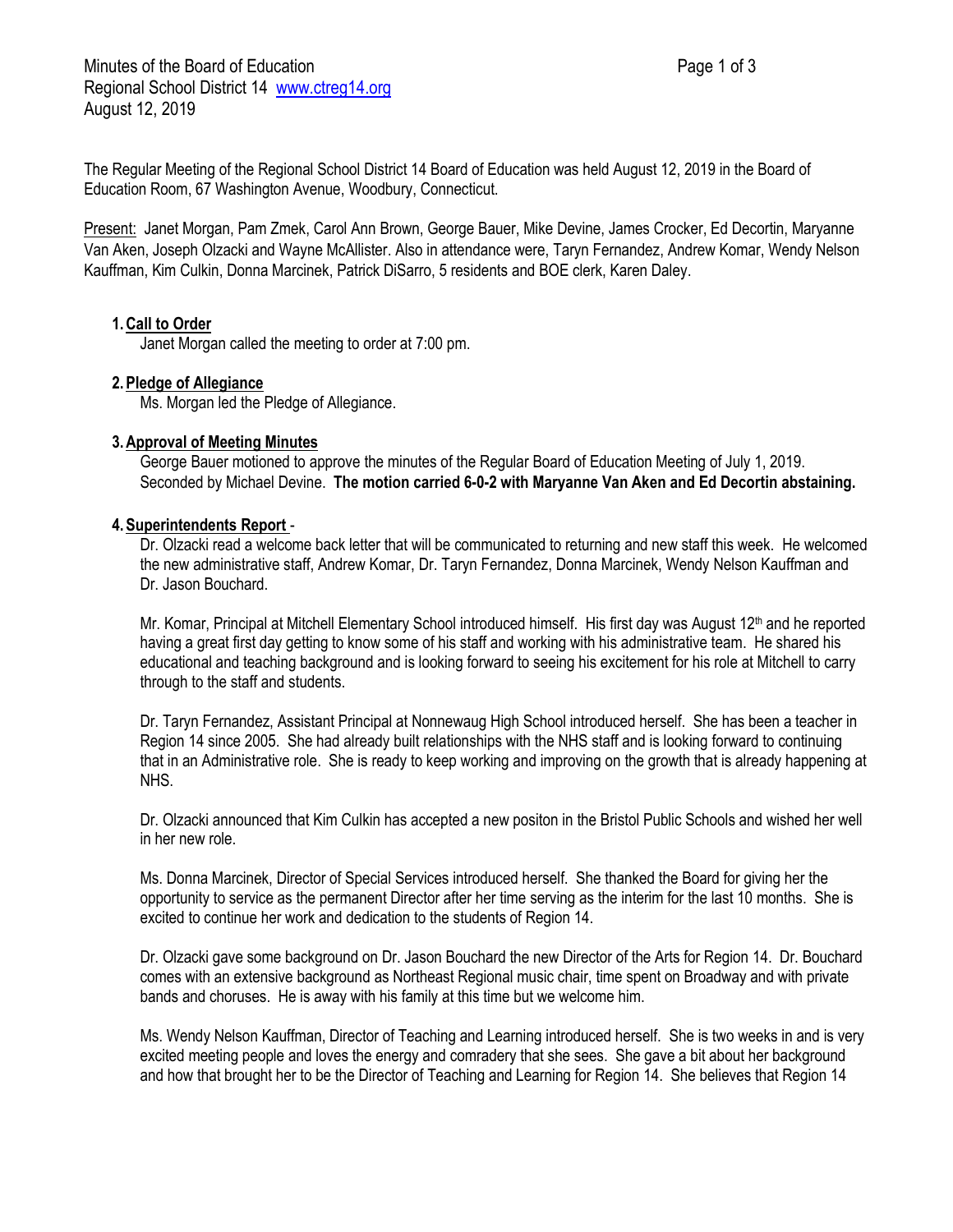Minutes of the Board of Education
Regional School District 14 www.ctreg14.org
August 12, 2019

The Regular Meeting of the Regional School District 14 Board of Education was held August 12, 2019 in the Board of Education Room, 67 Washington Avenue, Woodbury, Connecticut.

Present: Janet Morgan, Pam Zmek, Carol Ann Brown, George Bauer, Mike Devine, James Crocker, Ed Decortin, Maryanne Van Aken, Joseph Olzacki and Wayne McAllister. Also in attendance were, Taryn Fernandez, Andrew Komar, Wendy Nelson Kauffman, Kim Culkin, Donna Marcinek, Patrick DiSarro, 5 residents and BOE clerk, Karen Daley.

1. **Call to Order**
   Janet Morgan called the meeting to order at 7:00 pm.

2. **Pledge of Allegiance**
   Ms. Morgan led the Pledge of Allegiance.

3. **Approval of Meeting Minutes**
   George Bauer motioned to approve the minutes of the Regular Board of Education Meeting of July 1, 2019. Seconded by Michael Devine. **The motion carried 6-0-2 with Maryanne Van Aken and Ed Decortin abstaining.**

4. **Superintendents Report** -
   Dr. Olzacki read a welcome back letter that will be communicated to returning and new staff this week. He welcomed the new administrative staff, Andrew Komar, Dr. Taryn Fernandez, Donna Marcinek, Wendy Nelson Kauffman and Dr. Jason Bouchard.

   Mr. Komar, Principal at Mitchell Elementary School introduced himself. His first day was August 12th and he reported having a great first day getting to know some of his staff and working with his administrative team. He shared his educational and teaching background and is looking forward to seeing his excitement for his role at Mitchell to carry through to the staff and students.

   Dr. Taryn Fernandez, Assistant Principal at Nonnewaug High School introduced herself. She has been a teacher in Region 14 since 2005. She had already built relationships with the NHS staff and is looking forward to continuing that in an Administrative role. She is ready to keep working and improving on the growth that is already happening at NHS.

   Dr. Olzacki announced that Kim Culkin has accepted a new positon in the Bristol Public Schools and wished her well in her new role.

   Ms. Donna Marcinek, Director of Special Services introduced herself. She thanked the Board for giving her the opportunity to service as the permanent Director after her time serving as the interim for the last 10 months. She is excited to continue her work and dedication to the students of Region 14.

   Dr. Olzacki gave some background on Dr. Jason Bouchard the new Director of the Arts for Region 14. Dr. Bouchard comes with an extensive background as Northeast Regional music chair, time spent on Broadway and with private bands and choruses. He is away with his family at this time but we welcome him.

   Ms. Wendy Nelson Kauffman, Director of Teaching and Learning introduced herself. She is two weeks in and is very excited meeting people and loves the energy and comradery that she sees. She gave a bit about her background and how that brought her to be the Director of Teaching and Learning for Region 14. She believes that Region 14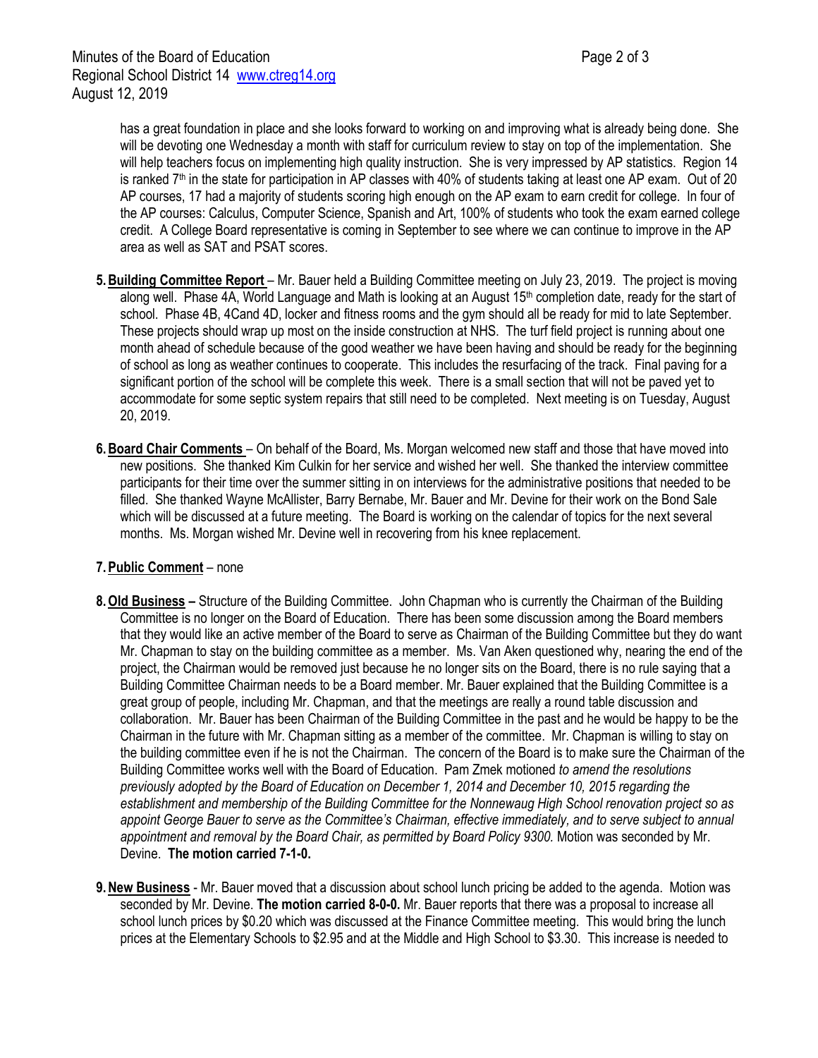has a great foundation in place and she looks forward to working on and improving what is already being done. She will be devoting one Wednesday a month with staff for curriculum review to stay on top of the implementation. She will help teachers focus on implementing high quality instruction. She is very impressed by AP statistics. Region 14 is ranked 7th in the state for participation in AP classes with 40% of students taking at least one AP exam. Out of 20 AP courses, 17 had a majority of students scoring high enough on the AP exam to earn credit for college. In four of the AP courses: Calculus, Computer Science, Spanish and Art, 100% of students who took the exam earned college credit. A College Board representative is coming in September to see where we can continue to improve in the AP area as well as SAT and PSAT scores.

5. **Building Committee Report** – Mr. Bauer held a Building Committee meeting on July 23, 2019. The project is moving along well. Phase 4A, World Language and Math is looking at an August 15th completion date, ready for the start of school. Phase 4B, 4Cand 4D, locker and fitness rooms and the gym should all be ready for mid to late September. These projects should wrap up most on the inside construction at NHS. The turf field project is running about one month ahead of schedule because of the good weather we have been having and should be ready for the beginning of school as long as weather continues to cooperate. This includes the resurfacing of the track. Final paving for a significant portion of the school will be complete this week. There is a small section that will not be paved yet to accommodate for some septic system repairs that still need to be completed. Next meeting is on Tuesday, August 20, 2019.

6. **Board Chair Comments** – On behalf of the Board, Ms. Morgan welcomed new staff and those that have moved into new positions. She thanked Kim Culkin for her service and wished her well. She thanked the interview committee participants for their time over the summer sitting in on interviews for the administrative positions that needed to be filled. She thanked Wayne McAllister, Barry Bernabe, Mr. Bauer and Mr. Devine for their work on the Bond Sale which will be discussed at a future meeting. The Board is working on the calendar of topics for the next several months. Ms. Morgan wished Mr. Devine well in recovering from his knee replacement.

7. **Public Comment** – none

8. **Old Business –** Structure of the Building Committee. John Chapman who is currently the Chairman of the Building Committee is no longer on the Board of Education. There has been some discussion among the Board members that they would like an active member of the Board to serve as Chairman of the Building Committee but they do want Mr. Chapman to stay on the building committee as a member. Ms. Van Aken questioned why, nearing the end of the project, the Chairman would be removed just because he no longer sits on the Board, there is no rule saying that a Building Committee Chairman needs to be a Board member. Mr. Bauer explained that the Building Committee is a great group of people, including Mr. Chapman, and that the meetings are really a round table discussion and collaboration. Mr. Bauer has been Chairman of the Building Committee in the past and he would be happy to be the Chairman in the future with Mr. Chapman sitting as a member of the committee. Mr. Chapman is willing to stay on the building committee even if he is not the Chairman. The concern of the Board is to make sure the Chairman of the Building Committee works well with the Board of Education. Pam Zmek motioned *to amend the resolutions previously adopted by the Board of Education on December 1, 2014 and December 10, 2015 regarding the establishment and membership of the Building Committee for the Nonnewaug High School renovation project so as appoint George Bauer to serve as the Committee's Chairman, effective immediately, and to serve subject to annual appointment and removal by the Board Chair, as permitted by Board Policy 9300.* Motion was seconded by Mr. Devine. **The motion carried 7-1-0.**

9. **New Business** - Mr. Bauer moved that a discussion about school lunch pricing be added to the agenda. Motion was seconded by Mr. Devine. **The motion carried 8-0-0.** Mr. Bauer reports that there was a proposal to increase all school lunch prices by $0.20 which was discussed at the Finance Committee meeting. This would bring the lunch prices at the Elementary Schools to $2.95 and at the Middle and High School to $3.30. This increase is needed to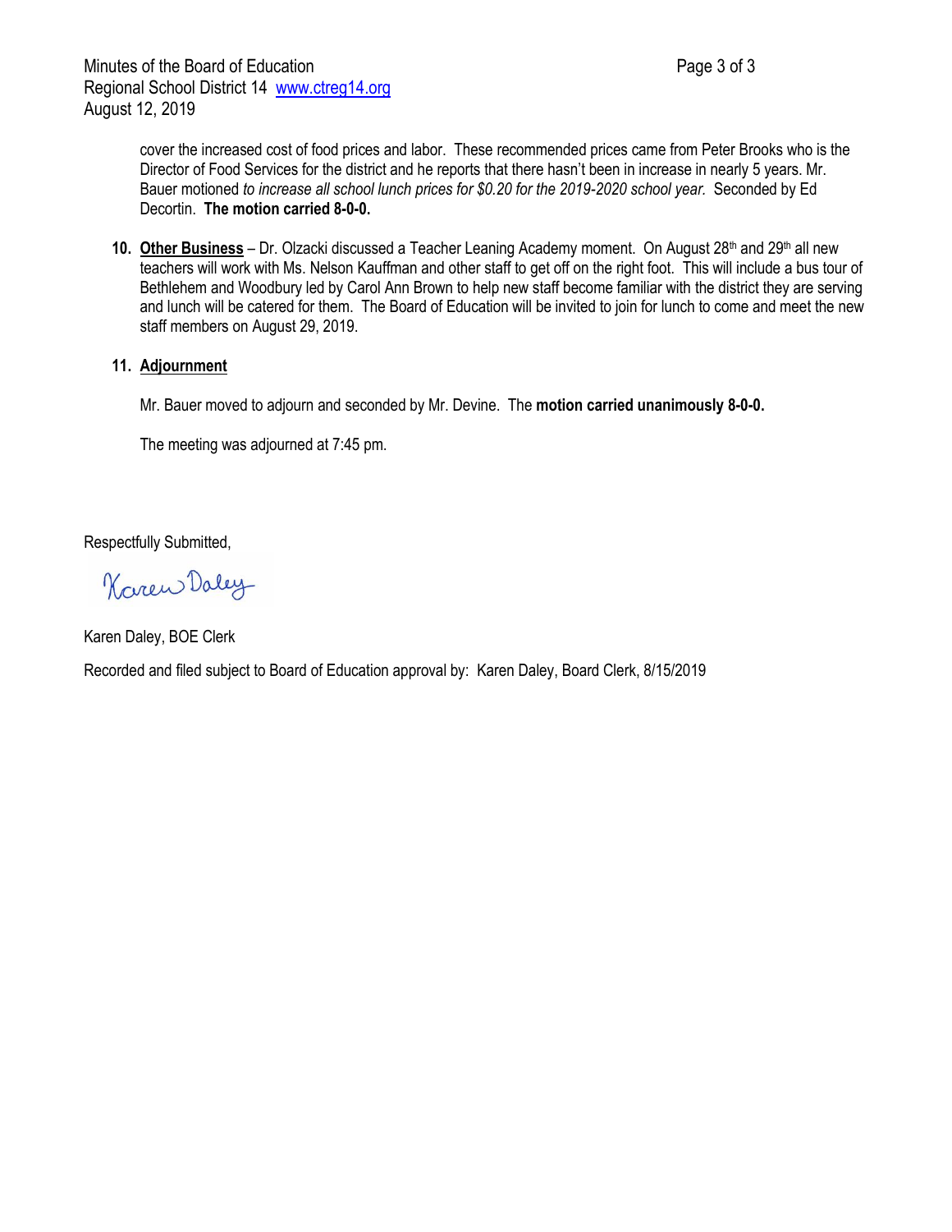cover the increased cost of food prices and labor. These recommended prices came from Peter Brooks who is the Director of Food Services for the district and he reports that there hasn't been in increase in nearly 5 years. Mr. Bauer motioned *to increase all school lunch prices for $0.20 for the 2019-2020 school year.* Seconded by Ed Decortin. **The motion carried 8-0-0.**

10. **Other Business** – Dr. Olzacki discussed a Teacher Leaning Academy moment. On August 28th and 29th all new teachers will work with Ms. Nelson Kauffman and other staff to get off on the right foot. This will include a bus tour of Bethlehem and Woodbury led by Carol Ann Brown to help new staff become familiar with the district they are serving and lunch will be catered for them. The Board of Education will be invited to join for lunch to come and meet the new staff members on August 29, 2019.

11. **Adjournment**

Mr. Bauer moved to adjourn and seconded by Mr. Devine. The **motion carried unanimously 8-0-0.**

The meeting was adjourned at 7:45 pm.

Respectfully Submitted,

Karen Daley

Karen Daley, BOE Clerk

Recorded and filed subject to Board of Education approval by: Karen Daley, Board Clerk, 8/15/2019